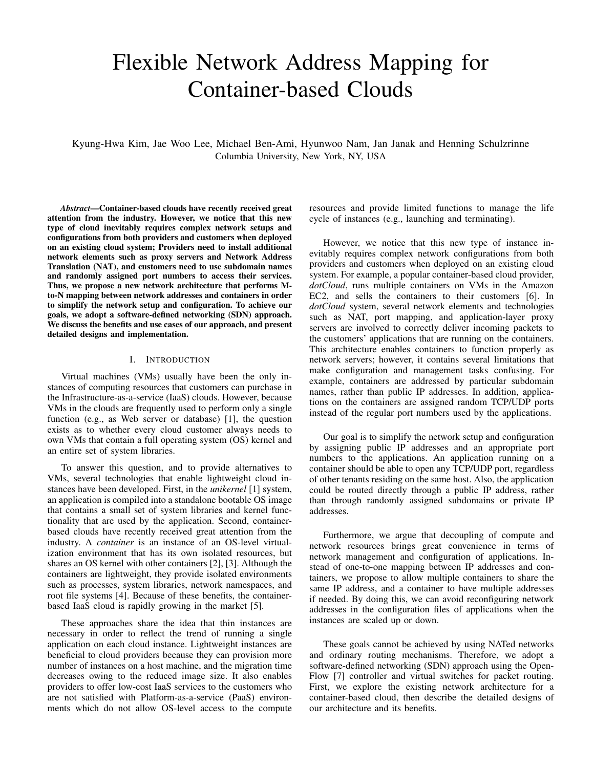# Flexible Network Address Mapping for Container-based Clouds

Kyung-Hwa Kim, Jae Woo Lee, Michael Ben-Ami, Hyunwoo Nam, Jan Janak and Henning Schulzrinne
Columbia University, New York, NY, USA

***Abstract*—Container-based clouds have recently received great attention from the industry. However, we notice that this new type of cloud inevitably requires complex network setups and configurations from both providers and customers when deployed on an existing cloud system; Providers need to install additional network elements such as proxy servers and Network Address Translation (NAT), and customers need to use subdomain names and randomly assigned port numbers to access their services. Thus, we propose a new network architecture that performs M-to-N mapping between network addresses and containers in order to simplify the network setup and configuration. To achieve our goals, we adopt a software-defined networking (SDN) approach. We discuss the benefits and use cases of our approach, and present detailed designs and implementation.**

## I. Introduction

Virtual machines (VMs) usually have been the only instances of computing resources that customers can purchase in the Infrastructure-as-a-service (IaaS) clouds. However, because VMs in the clouds are frequently used to perform only a single function (e.g., as Web server or database) [1], the question exists as to whether every cloud customer always needs to own VMs that contain a full operating system (OS) kernel and an entire set of system libraries.

To answer this question, and to provide alternatives to VMs, several technologies that enable lightweight cloud instances have been developed. First, in the *unikernel* [1] system, an application is compiled into a standalone bootable OS image that contains a small set of system libraries and kernel functionality that are used by the application. Second, container-based clouds have recently received great attention from the industry. A *container* is an instance of an OS-level virtualization environment that has its own isolated resources, but shares an OS kernel with other containers [2], [3]. Although the containers are lightweight, they provide isolated environments such as processes, system libraries, network namespaces, and root file systems [4]. Because of these benefits, the container-based IaaS cloud is rapidly growing in the market [5].

These approaches share the idea that thin instances are necessary in order to reflect the trend of running a single application on each cloud instance. Lightweight instances are beneficial to cloud providers because they can provision more number of instances on a host machine, and the migration time decreases owing to the reduced image size. It also enables providers to offer low-cost IaaS services to the customers who are not satisfied with Platform-as-a-service (PaaS) environments which do not allow OS-level access to the compute resources and provide limited functions to manage the life cycle of instances (e.g., launching and terminating).

However, we notice that this new type of instance inevitably requires complex network configurations from both providers and customers when deployed on an existing cloud system. For example, a popular container-based cloud provider, *dotCloud*, runs multiple containers on VMs in the Amazon EC2, and sells the containers to their customers [6]. In *dotCloud* system, several network elements and technologies such as NAT, port mapping, and application-layer proxy servers are involved to correctly deliver incoming packets to the customers' applications that are running on the containers. This architecture enables containers to function properly as network servers; however, it contains several limitations that make configuration and management tasks confusing. For example, containers are addressed by particular subdomain names, rather than public IP addresses. In addition, applications on the containers are assigned random TCP/UDP ports instead of the regular port numbers used by the applications.

Our goal is to simplify the network setup and configuration by assigning public IP addresses and an appropriate port numbers to the applications. An application running on a container should be able to open any TCP/UDP port, regardless of other tenants residing on the same host. Also, the application could be routed directly through a public IP address, rather than through randomly assigned subdomains or private IP addresses.

Furthermore, we argue that decoupling of compute and network resources brings great convenience in terms of network management and configuration of applications. Instead of one-to-one mapping between IP addresses and containers, we propose to allow multiple containers to share the same IP address, and a container to have multiple addresses if needed. By doing this, we can avoid reconfiguring network addresses in the configuration files of applications when the instances are scaled up or down.

These goals cannot be achieved by using NATed networks and ordinary routing mechanisms. Therefore, we adopt a software-defined networking (SDN) approach using the OpenFlow [7] controller and virtual switches for packet routing. First, we explore the existing network architecture for a container-based cloud, then describe the detailed designs of our architecture and its benefits.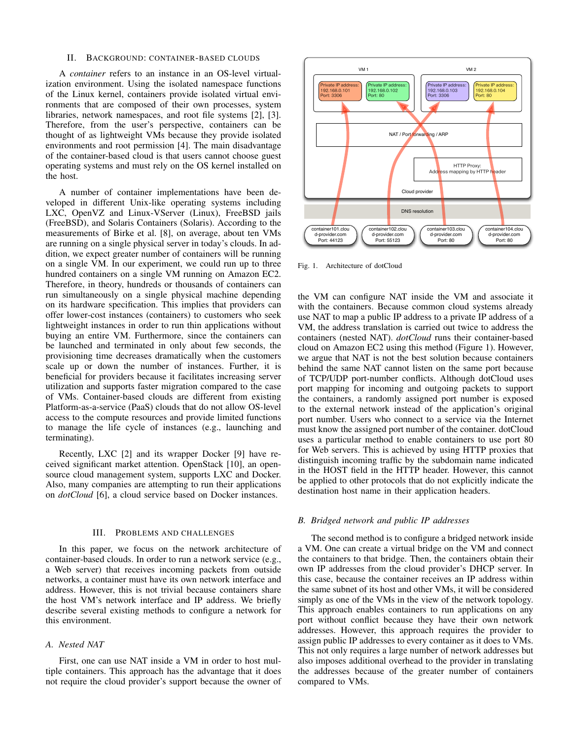## II. Background: Container-Based Clouds

A *container* refers to an instance in an OS-level virtualization environment. Using the isolated namespace functions of the Linux kernel, containers provide isolated virtual environments that are composed of their own processes, system libraries, network namespaces, and root file systems [2], [3]. Therefore, from the user's perspective, containers can be thought of as lightweight VMs because they provide isolated environments and root permission [4]. The main disadvantage of the container-based cloud is that users cannot choose guest operating systems and must rely on the OS kernel installed on the host.

A number of container implementations have been developed in different Unix-like operating systems including LXC, OpenVZ and Linux-VServer (Linux), FreeBSD jails (FreeBSD), and Solaris Containers (Solaris). According to the measurements of Birke et al. [8], on average, about ten VMs are running on a single physical server in today's clouds. In addition, we expect greater number of containers will be running on a single VM. In our experiment, we could run up to three hundred containers on a single VM running on Amazon EC2. Therefore, in theory, hundreds or thousands of containers can run simultaneously on a single physical machine depending on its hardware specification. This implies that providers can offer lower-cost instances (containers) to customers who seek lightweight instances in order to run thin applications without buying an entire VM. Furthermore, since the containers can be launched and terminated in only about few seconds, the provisioning time decreases dramatically when the customers scale up or down the number of instances. Further, it is beneficial for providers because it facilitates increasing server utilization and supports faster migration compared to the case of VMs. Container-based clouds are different from existing Platform-as-a-service (PaaS) clouds that do not allow OS-level access to the compute resources and provide limited functions to manage the life cycle of instances (e.g., launching and terminating).

Recently, LXC [2] and its wrapper Docker [9] have received significant market attention. OpenStack [10], an open-source cloud management system, supports LXC and Docker. Also, many companies are attempting to run their applications on *dotCloud* [6], a cloud service based on Docker instances.

## III. Problems and Challenges

In this paper, we focus on the network architecture of container-based clouds. In order to run a network service (e.g., a Web server) that receives incoming packets from outside networks, a container must have its own network interface and address. However, this is not trivial because containers share the host VM's network interface and IP address. We briefly describe several existing methods to configure a network for this environment.

### A. Nested NAT

First, one can use NAT inside a VM in order to host multiple containers. This approach has the advantage that it does not require the cloud provider's support because the owner of the VM can configure NAT inside the VM and associate it with the containers. Because common cloud systems already use NAT to map a public IP address to a private IP address of a VM, the address translation is carried out twice to address the containers (nested NAT). *dotCloud* runs their container-based cloud on Amazon EC2 using this method (Figure 1). However, we argue that NAT is not the best solution because containers behind the same NAT cannot listen on the same port because of TCP/UDP port-number conflicts. Although dotCloud uses port mapping for incoming and outgoing packets to support the containers, a randomly assigned port number is exposed to the external network instead of the application's original port number. Users who connect to a service via the Internet must know the assigned port number of the container. dotCloud uses a particular method to enable containers to use port 80 for Web servers. This is achieved by using HTTP proxies that distinguish incoming traffic by the subdomain name indicated in the HOST field in the HTTP header. However, this cannot be applied to other protocols that do not explicitly indicate the destination host name in their application headers.

VM 1
VM 2
Private IP address: 192.168.0.101 Port: 3306
Private IP address: 192.168.0.102 Port: 80
Private IP address: 192.168.0.103 Port: 3306
Private IP address: 192.168.0.104 Port: 80
NAT / Port forwarding / ARP
HTTP Proxy: Address mapping by HTTP header
Cloud provider
DNS resolution
container101.cloud-provider.com Port: 44123
container102.cloud-provider.com Port: 55123
container103.cloud-provider.com Port: 80
container104.cloud-provider.com Port: 80

Fig. 1. Architecture of dotCloud

### B. Bridged network and public IP addresses

The second method is to configure a bridged network inside a VM. One can create a virtual bridge on the VM and connect the containers to that bridge. Then, the containers obtain their own IP addresses from the cloud provider's DHCP server. In this case, because the container receives an IP address within the same subnet of its host and other VMs, it will be considered simply as one of the VMs in the view of the network topology. This approach enables containers to run applications on any port without conflict because they have their own network addresses. However, this approach requires the provider to assign public IP addresses to every container as it does to VMs. This not only requires a large number of network addresses but also imposes additional overhead to the provider in translating the addresses because of the greater number of containers compared to VMs.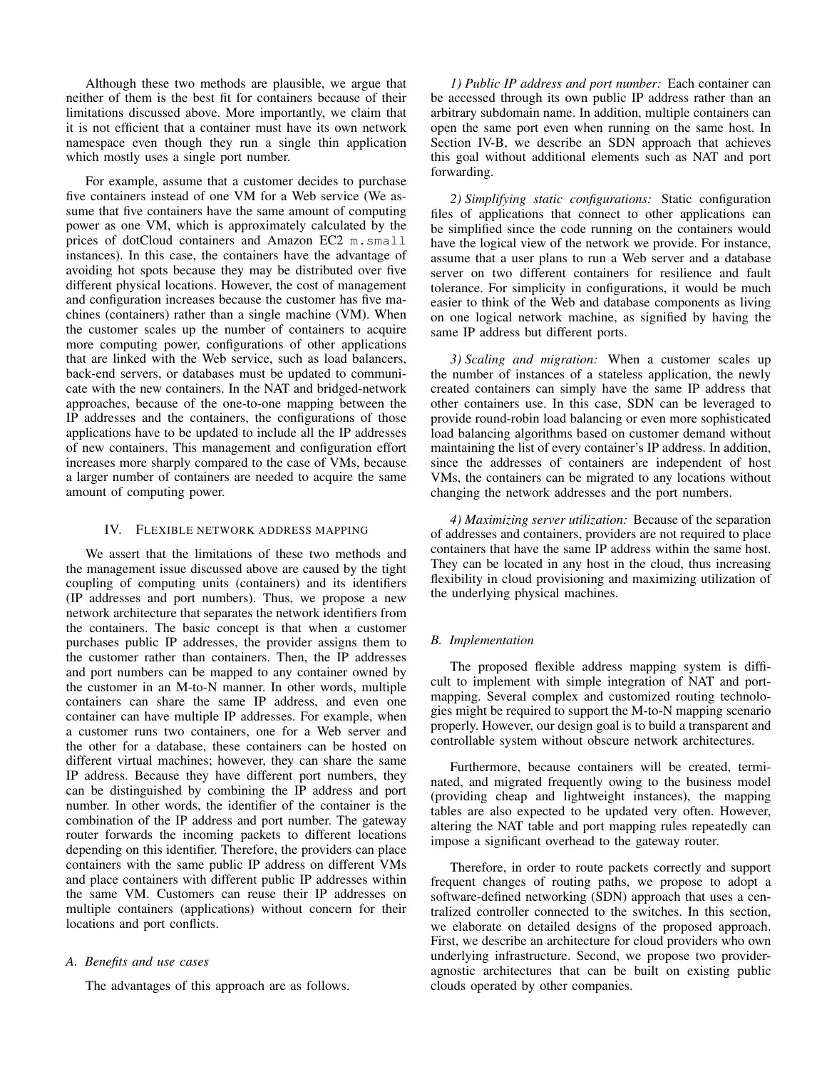Although these two methods are plausible, we argue that neither of them is the best fit for containers because of their limitations discussed above. More importantly, we claim that it is not efficient that a container must have its own network namespace even though they run a single thin application which mostly uses a single port number.

For example, assume that a customer decides to purchase five containers instead of one VM for a Web service (We assume that five containers have the same amount of computing power as one VM, which is approximately calculated by the prices of dotCloud containers and Amazon EC2 `m.small` instances). In this case, the containers have the advantage of avoiding hot spots because they may be distributed over five different physical locations. However, the cost of management and configuration increases because the customer has five machines (containers) rather than a single machine (VM). When the customer scales up the number of containers to acquire more computing power, configurations of other applications that are linked with the Web service, such as load balancers, back-end servers, or databases must be updated to communicate with the new containers. In the NAT and bridged-network approaches, because of the one-to-one mapping between the IP addresses and the containers, the configurations of those applications have to be updated to include all the IP addresses of new containers. This management and configuration effort increases more sharply compared to the case of VMs, because a larger number of containers are needed to acquire the same amount of computing power.

## IV. Flexible network address mapping

We assert that the limitations of these two methods and the management issue discussed above are caused by the tight coupling of computing units (containers) and its identifiers (IP addresses and port numbers). Thus, we propose a new network architecture that separates the network identifiers from the containers. The basic concept is that when a customer purchases public IP addresses, the provider assigns them to the customer rather than containers. Then, the IP addresses and port numbers can be mapped to any container owned by the customer in an M-to-N manner. In other words, multiple containers can share the same IP address, and even one container can have multiple IP addresses. For example, when a customer runs two containers, one for a Web server and the other for a database, these containers can be hosted on different virtual machines; however, they can share the same IP address. Because they have different port numbers, they can be distinguished by combining the IP address and port number. In other words, the identifier of the container is the combination of the IP address and port number. The gateway router forwards the incoming packets to different locations depending on this identifier. Therefore, the providers can place containers with the same public IP address on different VMs and place containers with different public IP addresses within the same VM. Customers can reuse their IP addresses on multiple containers (applications) without concern for their locations and port conflicts.

### A. Benefits and use cases

The advantages of this approach are as follows.

*1) Public IP address and port number:* Each container can be accessed through its own public IP address rather than an arbitrary subdomain name. In addition, multiple containers can open the same port even when running on the same host. In Section IV-B, we describe an SDN approach that achieves this goal without additional elements such as NAT and port forwarding.

*2) Simplifying static configurations:* Static configuration files of applications that connect to other applications can be simplified since the code running on the containers would have the logical view of the network we provide. For instance, assume that a user plans to run a Web server and a database server on two different containers for resilience and fault tolerance. For simplicity in configurations, it would be much easier to think of the Web and database components as living on one logical network machine, as signified by having the same IP address but different ports.

*3) Scaling and migration:* When a customer scales up the number of instances of a stateless application, the newly created containers can simply have the same IP address that other containers use. In this case, SDN can be leveraged to provide round-robin load balancing or even more sophisticated load balancing algorithms based on customer demand without maintaining the list of every container's IP address. In addition, since the addresses of containers are independent of host VMs, the containers can be migrated to any locations without changing the network addresses and the port numbers.

*4) Maximizing server utilization:* Because of the separation of addresses and containers, providers are not required to place containers that have the same IP address within the same host. They can be located in any host in the cloud, thus increasing flexibility in cloud provisioning and maximizing utilization of the underlying physical machines.

### B. Implementation

The proposed flexible address mapping system is difficult to implement with simple integration of NAT and port-mapping. Several complex and customized routing technologies might be required to support the M-to-N mapping scenario properly. However, our design goal is to build a transparent and controllable system without obscure network architectures.

Furthermore, because containers will be created, terminated, and migrated frequently owing to the business model (providing cheap and lightweight instances), the mapping tables are also expected to be updated very often. However, altering the NAT table and port mapping rules repeatedly can impose a significant overhead to the gateway router.

Therefore, in order to route packets correctly and support frequent changes of routing paths, we propose to adopt a software-defined networking (SDN) approach that uses a centralized controller connected to the switches. In this section, we elaborate on detailed designs of the proposed approach. First, we describe an architecture for cloud providers who own underlying infrastructure. Second, we propose two provider-agnostic architectures that can be built on existing public clouds operated by other companies.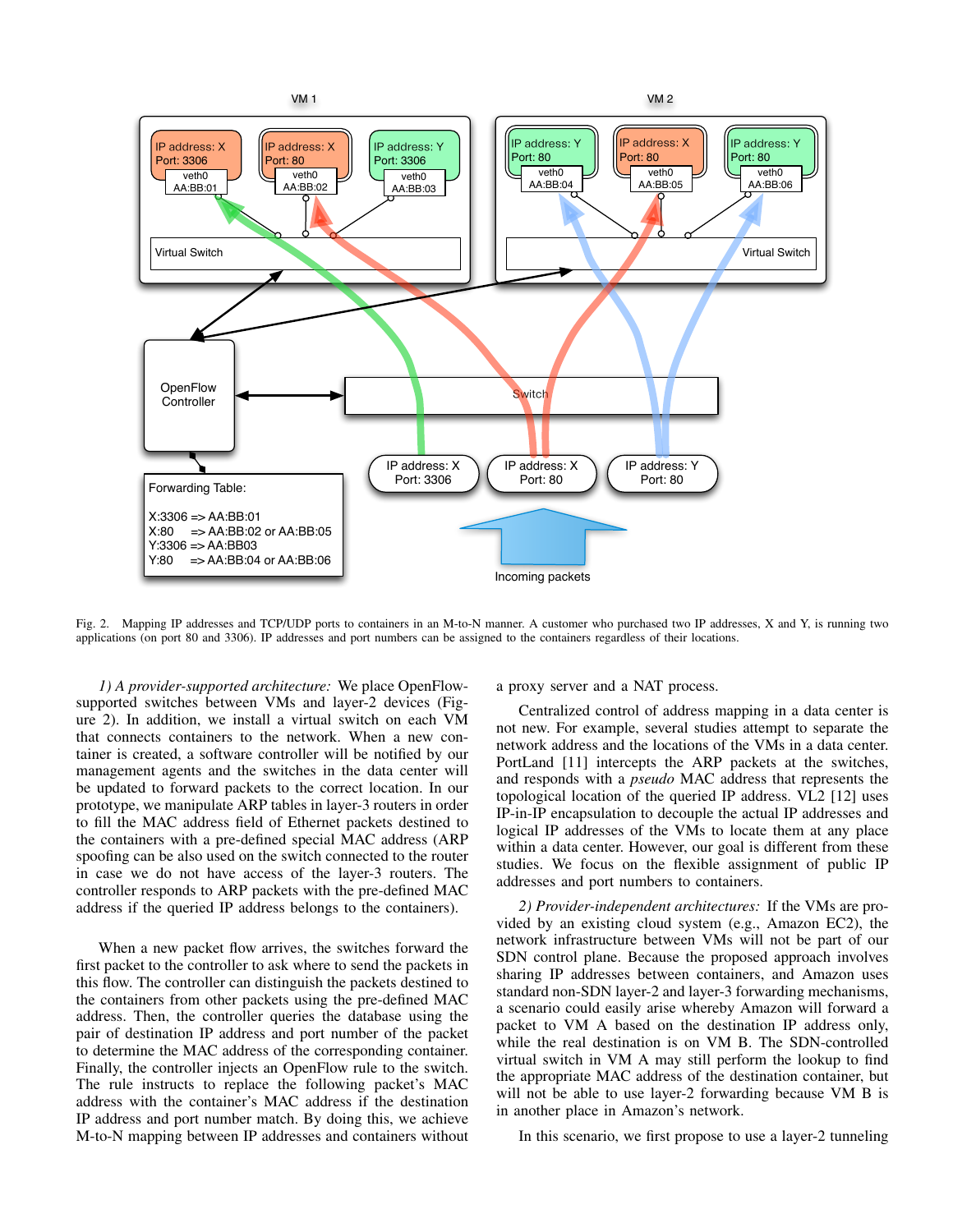Fig. 2. Mapping IP addresses and TCP/UDP ports to containers in an M-to-N manner. A customer who purchased two IP addresses, X and Y, is running two applications (on port 80 and 3306). IP addresses and port numbers can be assigned to the containers regardless of their locations.

*1) A provider-supported architecture:* We place OpenFlow-supported switches between VMs and layer-2 devices (Figure 2). In addition, we install a virtual switch on each VM that connects containers to the network. When a new container is created, a software controller will be notified by our management agents and the switches in the data center will be updated to forward packets to the correct location. In our prototype, we manipulate ARP tables in layer-3 routers in order to fill the MAC address field of Ethernet packets destined to the containers with a pre-defined special MAC address (ARP spoofing can be also used on the switch connected to the router in case we do not have access of the layer-3 routers. The controller responds to ARP packets with the pre-defined MAC address if the queried IP address belongs to the containers).

When a new packet flow arrives, the switches forward the first packet to the controller to ask where to send the packets in this flow. The controller can distinguish the packets destined to the containers from other packets using the pre-defined MAC address. Then, the controller queries the database using the pair of destination IP address and port number of the packet to determine the MAC address of the corresponding container. Finally, the controller injects an OpenFlow rule to the switch. The rule instructs to replace the following packet's MAC address with the container's MAC address if the destination IP address and port number match. By doing this, we achieve M-to-N mapping between IP addresses and containers without a proxy server and a NAT process.

Centralized control of address mapping in a data center is not new. For example, several studies attempt to separate the network address and the locations of the VMs in a data center. PortLand [11] intercepts the ARP packets at the switches, and responds with a *pseudo* MAC address that represents the topological location of the queried IP address. VL2 [12] uses IP-in-IP encapsulation to decouple the actual IP addresses and logical IP addresses of the VMs to locate them at any place within a data center. However, our goal is different from these studies. We focus on the flexible assignment of public IP addresses and port numbers to containers.

*2) Provider-independent architectures:* If the VMs are provided by an existing cloud system (e.g., Amazon EC2), the network infrastructure between VMs will not be part of our SDN control plane. Because the proposed approach involves sharing IP addresses between containers, and Amazon uses standard non-SDN layer-2 and layer-3 forwarding mechanisms, a scenario could easily arise whereby Amazon will forward a packet to VM A based on the destination IP address only, while the real destination is on VM B. The SDN-controlled virtual switch in VM A may still perform the lookup to find the appropriate MAC address of the destination container, but will not be able to use layer-2 forwarding because VM B is in another place in Amazon's network.

In this scenario, we first propose to use a layer-2 tunneling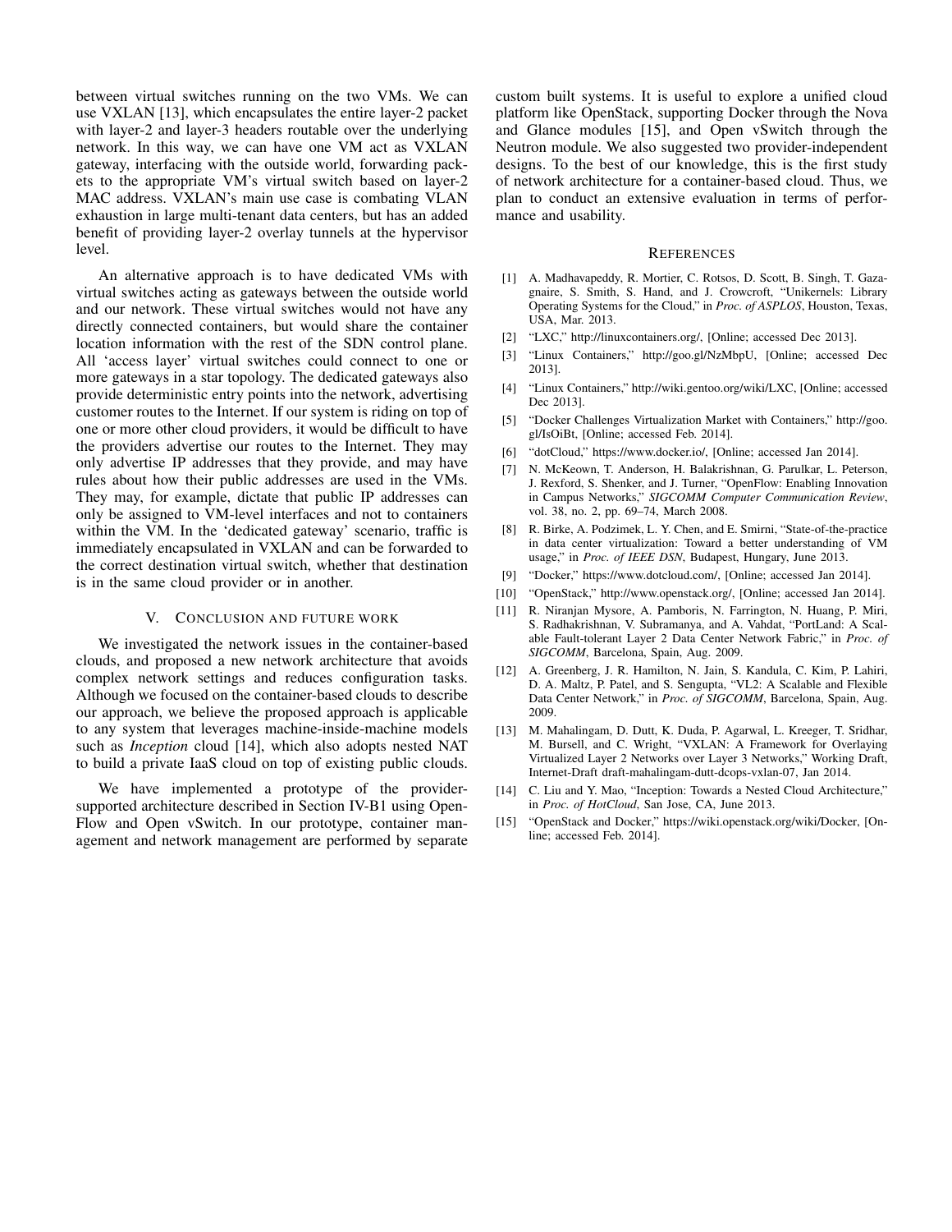between virtual switches running on the two VMs. We can use VXLAN [13], which encapsulates the entire layer-2 packet with layer-2 and layer-3 headers routable over the underlying network. In this way, we can have one VM act as VXLAN gateway, interfacing with the outside world, forwarding packets to the appropriate VM's virtual switch based on layer-2 MAC address. VXLAN's main use case is combating VLAN exhaustion in large multi-tenant data centers, but has an added benefit of providing layer-2 overlay tunnels at the hypervisor level.

An alternative approach is to have dedicated VMs with virtual switches acting as gateways between the outside world and our network. These virtual switches would not have any directly connected containers, but would share the container location information with the rest of the SDN control plane. All 'access layer' virtual switches could connect to one or more gateways in a star topology. The dedicated gateways also provide deterministic entry points into the network, advertising customer routes to the Internet. If our system is riding on top of one or more other cloud providers, it would be difficult to have the providers advertise our routes to the Internet. They may only advertise IP addresses that they provide, and may have rules about how their public addresses are used in the VMs. They may, for example, dictate that public IP addresses can only be assigned to VM-level interfaces and not to containers within the VM. In the 'dedicated gateway' scenario, traffic is immediately encapsulated in VXLAN and can be forwarded to the correct destination virtual switch, whether that destination is in the same cloud provider or in another.

## V. Conclusion and Future Work

We investigated the network issues in the container-based clouds, and proposed a new network architecture that avoids complex network settings and reduces configuration tasks. Although we focused on the container-based clouds to describe our approach, we believe the proposed approach is applicable to any system that leverages machine-inside-machine models such as *Inception* cloud [14], which also adopts nested NAT to build a private IaaS cloud on top of existing public clouds.

We have implemented a prototype of the provider-supported architecture described in Section IV-B1 using OpenFlow and Open vSwitch. In our prototype, container management and network management are performed by separate custom built systems. It is useful to explore a unified cloud platform like OpenStack, supporting Docker through the Nova and Glance modules [15], and Open vSwitch through the Neutron module. We also suggested two provider-independent designs. To the best of our knowledge, this is the first study of network architecture for a container-based cloud. Thus, we plan to conduct an extensive evaluation in terms of performance and usability.

## References

[1] A. Madhavapeddy, R. Mortier, C. Rotsos, D. Scott, B. Singh, T. Gazagnaire, S. Smith, S. Hand, and J. Crowcroft, "Unikernels: Library Operating Systems for the Cloud," in *Proc. of ASPLOS*, Houston, Texas, USA, Mar. 2013.

[2] "LXC," http://linuxcontainers.org/, [Online; accessed Dec 2013].

[3] "Linux Containers," http://goo.gl/NzMbpU, [Online; accessed Dec 2013].

[4] "Linux Containers," http://wiki.gentoo.org/wiki/LXC, [Online; accessed Dec 2013].

[5] "Docker Challenges Virtualization Market with Containers," http://goo.gl/IsOiBt, [Online; accessed Feb. 2014].

[6] "dotCloud," https://www.docker.io/, [Online; accessed Jan 2014].

[7] N. McKeown, T. Anderson, H. Balakrishnan, G. Parulkar, L. Peterson, J. Rexford, S. Shenker, and J. Turner, "OpenFlow: Enabling Innovation in Campus Networks," *SIGCOMM Computer Communication Review*, vol. 38, no. 2, pp. 69–74, March 2008.

[8] R. Birke, A. Podzimek, L. Y. Chen, and E. Smirni, "State-of-the-practice in data center virtualization: Toward a better understanding of VM usage," in *Proc. of IEEE DSN*, Budapest, Hungary, June 2013.

[9] "Docker," https://www.dotcloud.com/, [Online; accessed Jan 2014].

[10] "OpenStack," http://www.openstack.org/, [Online; accessed Jan 2014].

[11] R. Niranjan Mysore, A. Pamboris, N. Farrington, N. Huang, P. Miri, S. Radhakrishnan, V. Subramanya, and A. Vahdat, "PortLand: A Scalable Fault-tolerant Layer 2 Data Center Network Fabric," in *Proc. of SIGCOMM*, Barcelona, Spain, Aug. 2009.

[12] A. Greenberg, J. R. Hamilton, N. Jain, S. Kandula, C. Kim, P. Lahiri, D. A. Maltz, P. Patel, and S. Sengupta, "VL2: A Scalable and Flexible Data Center Network," in *Proc. of SIGCOMM*, Barcelona, Spain, Aug. 2009.

[13] M. Mahalingam, D. Dutt, K. Duda, P. Agarwal, L. Kreeger, T. Sridhar, M. Bursell, and C. Wright, "VXLAN: A Framework for Overlaying Virtualized Layer 2 Networks over Layer 3 Networks," Working Draft, Internet-Draft draft-mahalingam-dutt-dcops-vxlan-07, Jan 2014.

[14] C. Liu and Y. Mao, "Inception: Towards a Nested Cloud Architecture," in *Proc. of HotCloud*, San Jose, CA, June 2013.

[15] "OpenStack and Docker," https://wiki.openstack.org/wiki/Docker, [Online; accessed Feb. 2014].